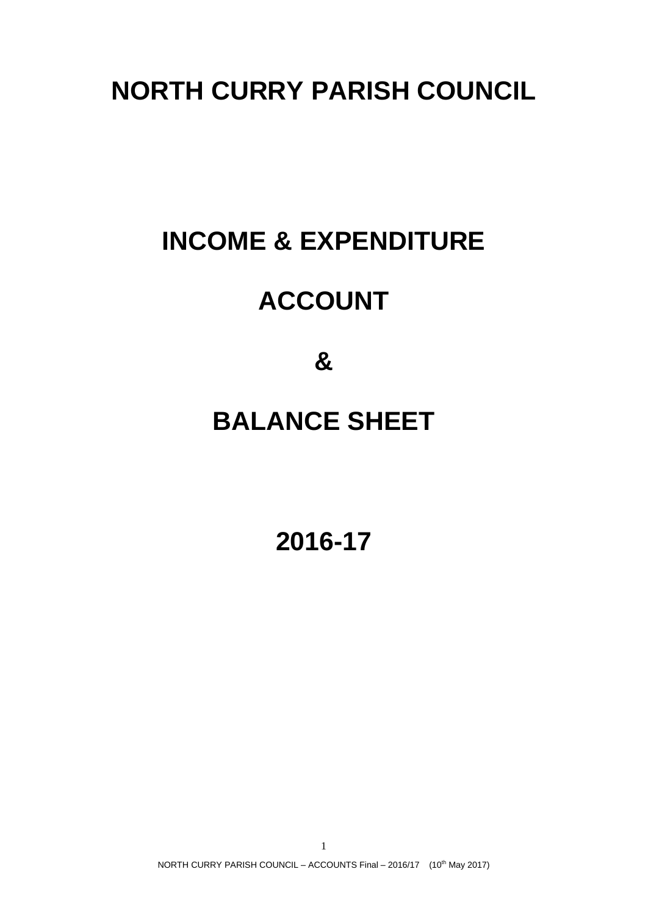# NORTH CURRY PARISH COUNCIL

# INCOME & EXPENDITURE

# ACCOUNT

# &

# BALANCE SHEET

# 2016-17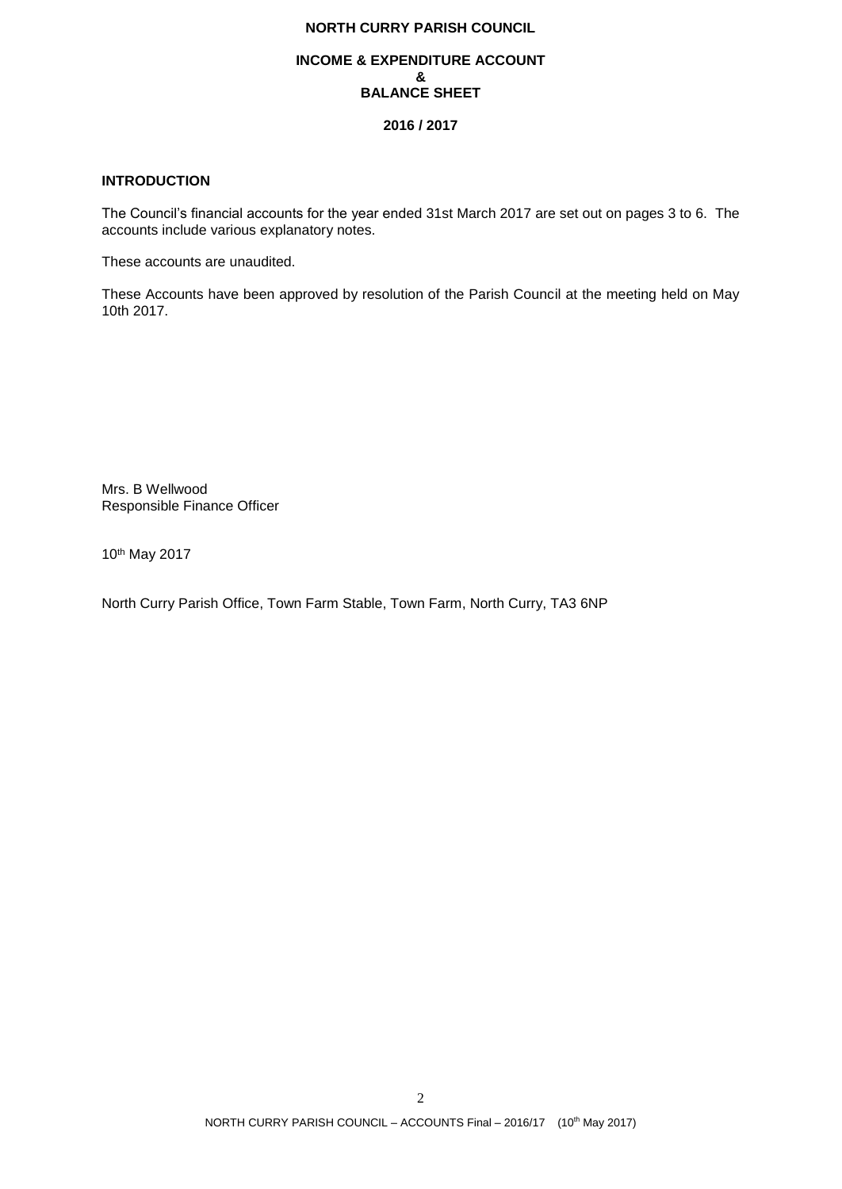**NORTH CURRY PARISH COUNCIL**

**INCOME & EXPENDITURE ACCOUNT**
**&**
**BALANCE SHEET**

**2016 / 2017**

## INTRODUCTION

The Council's financial accounts for the year ended 31st March 2017 are set out on pages 3 to 6. The accounts include various explanatory notes.

These accounts are unaudited.

These Accounts have been approved by resolution of the Parish Council at the meeting held on May 10th 2017.

Mrs. B Wellwood
Responsible Finance Officer

10th May 2017

North Curry Parish Office, Town Farm Stable, Town Farm, North Curry, TA3 6NP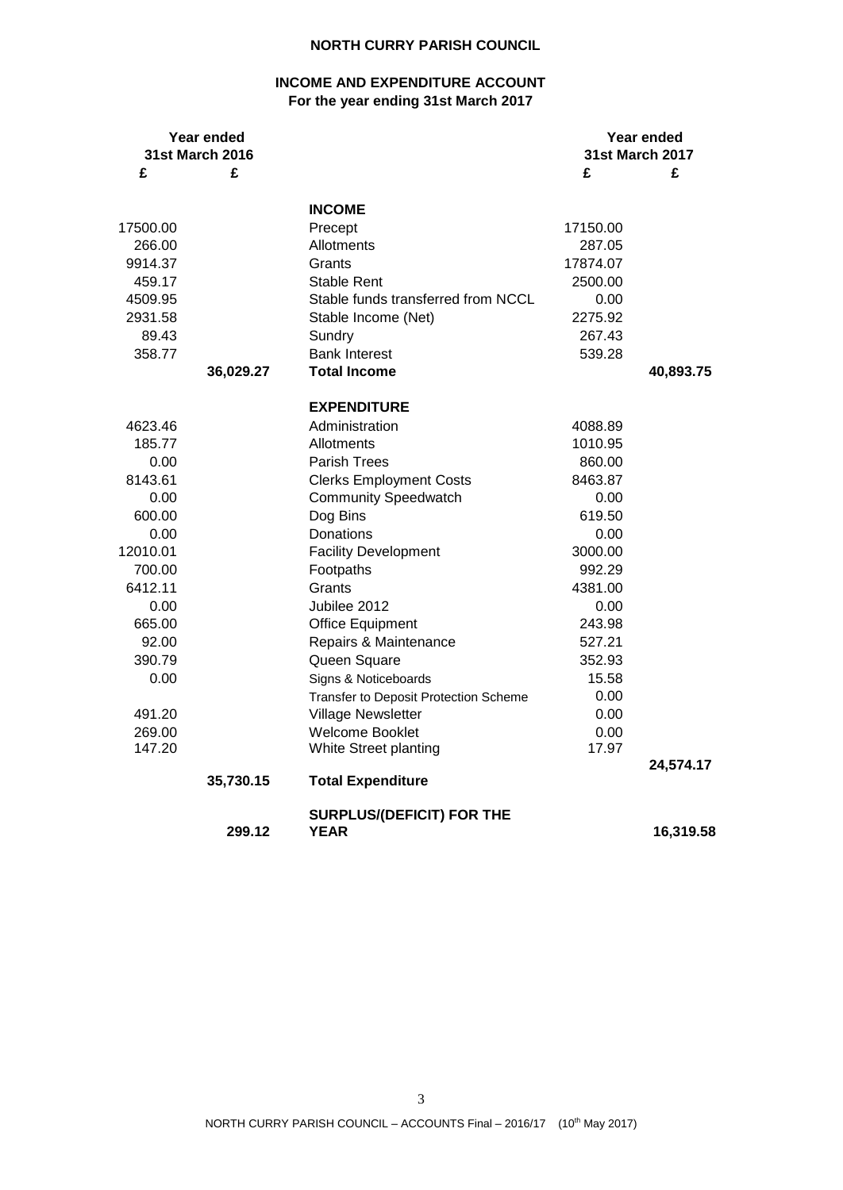**NORTH CURRY PARISH COUNCIL**

**INCOME AND EXPENDITURE ACCOUNT**
**For the year ending 31st March 2017**

| Year ended 31st March 2016 | | | Year ended 31st March 2017 | |
|---|---|---|---|---|
| £ | £ | | £ | £ |
| | | **INCOME** | | |
| 17500.00 | | Precept | 17150.00 | |
| 266.00 | | Allotments | 287.05 | |
| 9914.37 | | Grants | 17874.07 | |
| 459.17 | | Stable Rent | 2500.00 | |
| 4509.95 | | Stable funds transferred from NCCL | 0.00 | |
| 2931.58 | | Stable Income (Net) | 2275.92 | |
| 89.43 | | Sundry | 267.43 | |
| 358.77 | | Bank Interest | 539.28 | |
| | **36,029.27** | **Total Income** | | **40,893.75** |
| | | **EXPENDITURE** | | |
| 4623.46 | | Administration | 4088.89 | |
| 185.77 | | Allotments | 1010.95 | |
| 0.00 | | Parish Trees | 860.00 | |
| 8143.61 | | Clerks Employment Costs | 8463.87 | |
| 0.00 | | Community Speedwatch | 0.00 | |
| 600.00 | | Dog Bins | 619.50 | |
| 0.00 | | Donations | 0.00 | |
| 12010.01 | | Facility Development | 3000.00 | |
| 700.00 | | Footpaths | 992.29 | |
| 6412.11 | | Grants | 4381.00 | |
| 0.00 | | Jubilee 2012 | 0.00 | |
| 665.00 | | Office Equipment | 243.98 | |
| 92.00 | | Repairs & Maintenance | 527.21 | |
| 390.79 | | Queen Square | 352.93 | |
| 0.00 | | Signs & Noticeboards | 15.58 | |
| | | Transfer to Deposit Protection Scheme | 0.00 | |
| 491.20 | | Village Newsletter | 0.00 | |
| 269.00 | | Welcome Booklet | 0.00 | |
| 147.20 | | White Street planting | 17.97 | |
| | **35,730.15** | **Total Expenditure** | | **24,574.17** |
| | **299.12** | **SURPLUS/(DEFICIT) FOR THE YEAR** | | **16,319.58** |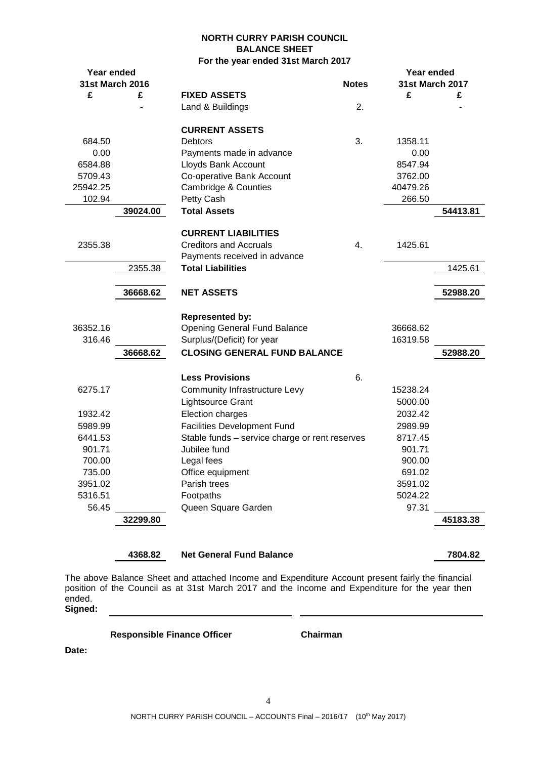**NORTH CURRY PARISH COUNCIL**
**BALANCE SHEET**
**For the year ended 31st March 2017**

| Year ended 31st March 2016 | | | | Year ended 31st March 2017 | |
|---|---|---|---|---|---|
| **£** | **£** | | **Notes** | **£** | **£** |
| | | **FIXED ASSETS** | | | |
| | - | Land & Buildings | 2. | | - |
| | | **CURRENT ASSETS** | | | |
| 684.50 | | Debtors | 3. | 1358.11 | |
| 0.00 | | Payments made in advance | | 0.00 | |
| 6584.88 | | Lloyds Bank Account | | 8547.94 | |
| 5709.43 | | Co-operative Bank Account | | 3762.00 | |
| 25942.25 | | Cambridge & Counties | | 40479.26 | |
| 102.94 | | Petty Cash | | 266.50 | |
| | **39024.00** | **Total Assets** | | | **54413.81** |
| | | **CURRENT LIABILITIES** | | | |
| 2355.38 | | Creditors and Accruals | 4. | 1425.61 | |
| | | Payments received in advance | | | |
| | 2355.38 | **Total Liabilities** | | | 1425.61 |
| | **36668.62** | **NET ASSETS** | | | **52988.20** |
| | | **Represented by:** | | | |
| 36352.16 | | Opening General Fund Balance | | 36668.62 | |
| 316.46 | | Surplus/(Deficit) for year | | 16319.58 | |
| | **36668.62** | **CLOSING GENERAL FUND BALANCE** | | | **52988.20** |
| | | **Less Provisions** | 6. | | |
| 6275.17 | | Community Infrastructure Levy | | 15238.24 | |
| | | Lightsource Grant | | 5000.00 | |
| 1932.42 | | Election charges | | 2032.42 | |
| 5989.99 | | Facilities Development Fund | | 2989.99 | |
| 6441.53 | | Stable funds – service charge or rent reserves | | 8717.45 | |
| 901.71 | | Jubilee fund | | 901.71 | |
| 700.00 | | Legal fees | | 900.00 | |
| 735.00 | | Office equipment | | 691.02 | |
| 3951.02 | | Parish trees | | 3591.02 | |
| 5316.51 | | Footpaths | | 5024.22 | |
| 56.45 | | Queen Square Garden | | 97.31 | |
| | **32299.80** | | | | **45183.38** |
| | **4368.82** | **Net General Fund Balance** | | | **7804.82** |

The above Balance Sheet and attached Income and Expenditure Account present fairly the financial position of the Council as at 31st March 2017 and the Income and Expenditure for the year then ended.

**Signed:**

**Responsible Finance Officer** **Chairman**

**Date:**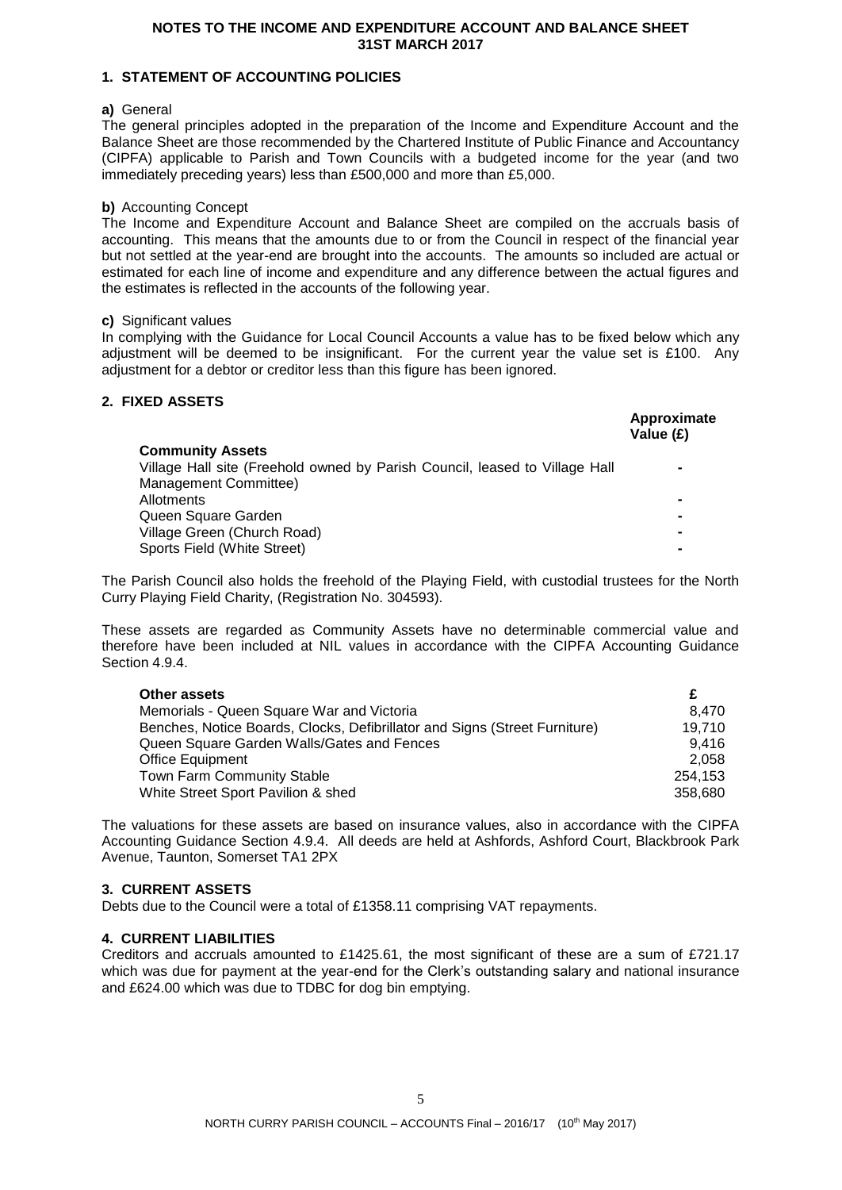# NOTES TO THE INCOME AND EXPENDITURE ACCOUNT AND BALANCE SHEET 31ST MARCH 2017

## 1. STATEMENT OF ACCOUNTING POLICIES

**a)** General

The general principles adopted in the preparation of the Income and Expenditure Account and the Balance Sheet are those recommended by the Chartered Institute of Public Finance and Accountancy (CIPFA) applicable to Parish and Town Councils with a budgeted income for the year (and two immediately preceding years) less than £500,000 and more than £5,000.

**b)** Accounting Concept

The Income and Expenditure Account and Balance Sheet are compiled on the accruals basis of accounting. This means that the amounts due to or from the Council in respect of the financial year but not settled at the year-end are brought into the accounts. The amounts so included are actual or estimated for each line of income and expenditure and any difference between the actual figures and the estimates is reflected in the accounts of the following year.

**c)** Significant values

In complying with the Guidance for Local Council Accounts a value has to be fixed below which any adjustment will be deemed to be insignificant. For the current year the value set is £100. Any adjustment for a debtor or creditor less than this figure has been ignored.

## 2. FIXED ASSETS

| **Community Assets** | **Approximate Value (£)** |
|---|---|
| Village Hall site (Freehold owned by Parish Council, leased to Village Hall Management Committee) | - |
| Allotments | - |
| Queen Square Garden | - |
| Village Green (Church Road) | - |
| Sports Field (White Street) | - |

The Parish Council also holds the freehold of the Playing Field, with custodial trustees for the North Curry Playing Field Charity, (Registration No. 304593).

These assets are regarded as Community Assets have no determinable commercial value and therefore have been included at NIL values in accordance with the CIPFA Accounting Guidance Section 4.9.4.

| **Other assets** | **£** |
|---|---|
| Memorials - Queen Square War and Victoria | 8,470 |
| Benches, Notice Boards, Clocks, Defibrillator and Signs (Street Furniture) | 19,710 |
| Queen Square Garden Walls/Gates and Fences | 9,416 |
| Office Equipment | 2,058 |
| Town Farm Community Stable | 254,153 |
| White Street Sport Pavilion & shed | 358,680 |

The valuations for these assets are based on insurance values, also in accordance with the CIPFA Accounting Guidance Section 4.9.4. All deeds are held at Ashfords, Ashford Court, Blackbrook Park Avenue, Taunton, Somerset TA1 2PX

## 3. CURRENT ASSETS

Debts due to the Council were a total of £1358.11 comprising VAT repayments.

## 4. CURRENT LIABILITIES

Creditors and accruals amounted to £1425.61, the most significant of these are a sum of £721.17 which was due for payment at the year-end for the Clerk's outstanding salary and national insurance and £624.00 which was due to TDBC for dog bin emptying.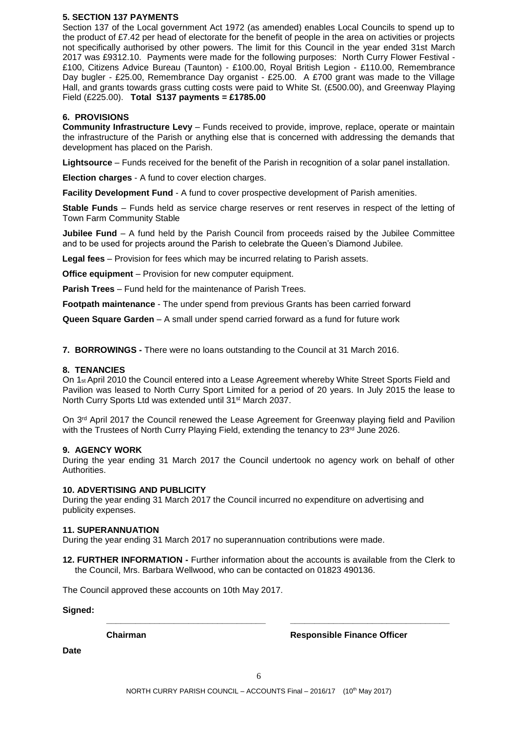**5. SECTION 137 PAYMENTS**

Section 137 of the Local government Act 1972 (as amended) enables Local Councils to spend up to the product of £7.42 per head of electorate for the benefit of people in the area on activities or projects not specifically authorised by other powers. The limit for this Council in the year ended 31st March 2017 was £9312.10. Payments were made for the following purposes: North Curry Flower Festival - £100, Citizens Advice Bureau (Taunton) - £100.00, Royal British Legion - £110.00, Remembrance Day bugler - £25.00, Remembrance Day organist - £25.00. A £700 grant was made to the Village Hall, and grants towards grass cutting costs were paid to White St. (£500.00), and Greenway Playing Field (£225.00). **Total S137 payments = £1785.00**

**6. PROVISIONS**

**Community Infrastructure Levy** – Funds received to provide, improve, replace, operate or maintain the infrastructure of the Parish or anything else that is concerned with addressing the demands that development has placed on the Parish.

**Lightsource** – Funds received for the benefit of the Parish in recognition of a solar panel installation.

**Election charges** - A fund to cover election charges.

**Facility Development Fund** - A fund to cover prospective development of Parish amenities.

**Stable Funds** – Funds held as service charge reserves or rent reserves in respect of the letting of Town Farm Community Stable

**Jubilee Fund** – A fund held by the Parish Council from proceeds raised by the Jubilee Committee and to be used for projects around the Parish to celebrate the Queen's Diamond Jubilee.

**Legal fees** – Provision for fees which may be incurred relating to Parish assets.

**Office equipment** – Provision for new computer equipment.

**Parish Trees** – Fund held for the maintenance of Parish Trees.

**Footpath maintenance** - The under spend from previous Grants has been carried forward

**Queen Square Garden** – A small under spend carried forward as a fund for future work

**7. BORROWINGS -** There were no loans outstanding to the Council at 31 March 2016.

**8. TENANCIES**

On 1st April 2010 the Council entered into a Lease Agreement whereby White Street Sports Field and Pavilion was leased to North Curry Sport Limited for a period of 20 years. In July 2015 the lease to North Curry Sports Ltd was extended until 31st March 2037.

On 3rd April 2017 the Council renewed the Lease Agreement for Greenway playing field and Pavilion with the Trustees of North Curry Playing Field, extending the tenancy to 23rd June 2026.

**9. AGENCY WORK**

During the year ending 31 March 2017 the Council undertook no agency work on behalf of other Authorities.

**10. ADVERTISING AND PUBLICITY**

During the year ending 31 March 2017 the Council incurred no expenditure on advertising and publicity expenses.

**11. SUPERANNUATION**

During the year ending 31 March 2017 no superannuation contributions were made.

**12. FURTHER INFORMATION -** Further information about the accounts is available from the Clerk to the Council, Mrs. Barbara Wellwood, who can be contacted on 01823 490136.

The Council approved these accounts on 10th May 2017.

**Signed:**

\_\_\_\_\_\_\_\_\_\_\_\_\_\_\_\_\_\_\_\_\_\_\_\_\_\_\_\_\_\_\_\_ \_\_\_\_\_\_\_\_\_\_\_\_\_\_\_\_\_\_\_\_\_\_\_\_\_\_\_\_\_\_\_\_

**Chairman** **Responsible Finance Officer**

**Date**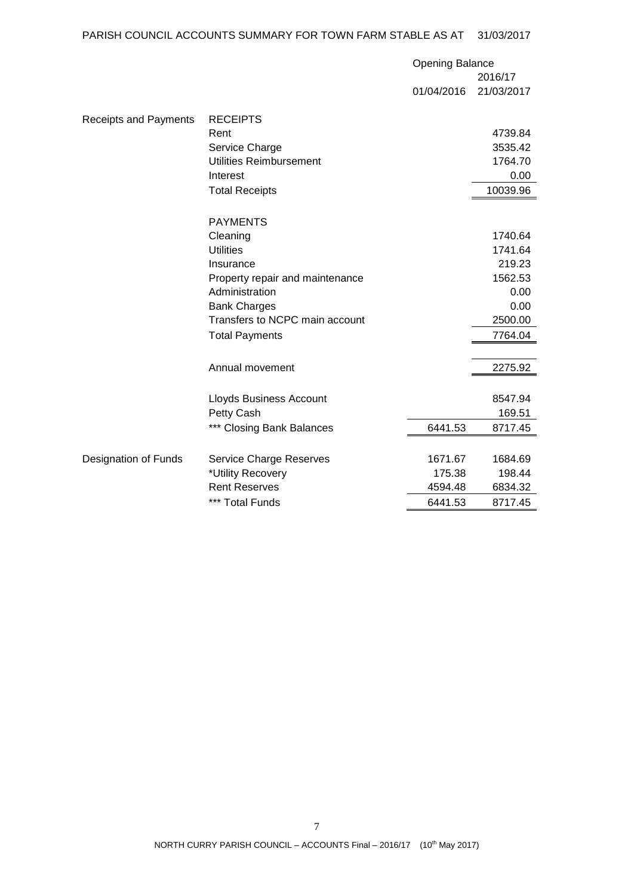PARISH COUNCIL ACCOUNTS SUMMARY FOR TOWN FARM STABLE AS AT 31/03/2017

| | | Opening Balance 01/04/2016 | 2016/17 21/03/2017 |
|---|---|---|---|
| Receipts and Payments | RECEIPTS | | |
| | Rent | | 4739.84 |
| | Service Charge | | 3535.42 |
| | Utilities Reimbursement | | 1764.70 |
| | Interest | | 0.00 |
| | Total Receipts | | 10039.96 |
| | PAYMENTS | | |
| | Cleaning | | 1740.64 |
| | Utilities | | 1741.64 |
| | Insurance | | 219.23 |
| | Property repair and maintenance | | 1562.53 |
| | Administration | | 0.00 |
| | Bank Charges | | 0.00 |
| | Transfers to NCPC main account | | 2500.00 |
| | Total Payments | | 7764.04 |
| | Annual movement | | 2275.92 |
| | Lloyds Business Account | | 8547.94 |
| | Petty Cash | | 169.51 |
| | *** Closing Bank Balances | 6441.53 | 8717.45 |
| Designation of Funds | Service Charge Reserves | 1671.67 | 1684.69 |
| | *Utility Recovery | 175.38 | 198.44 |
| | Rent Reserves | 4594.48 | 6834.32 |
| | *** Total Funds | 6441.53 | 8717.45 |